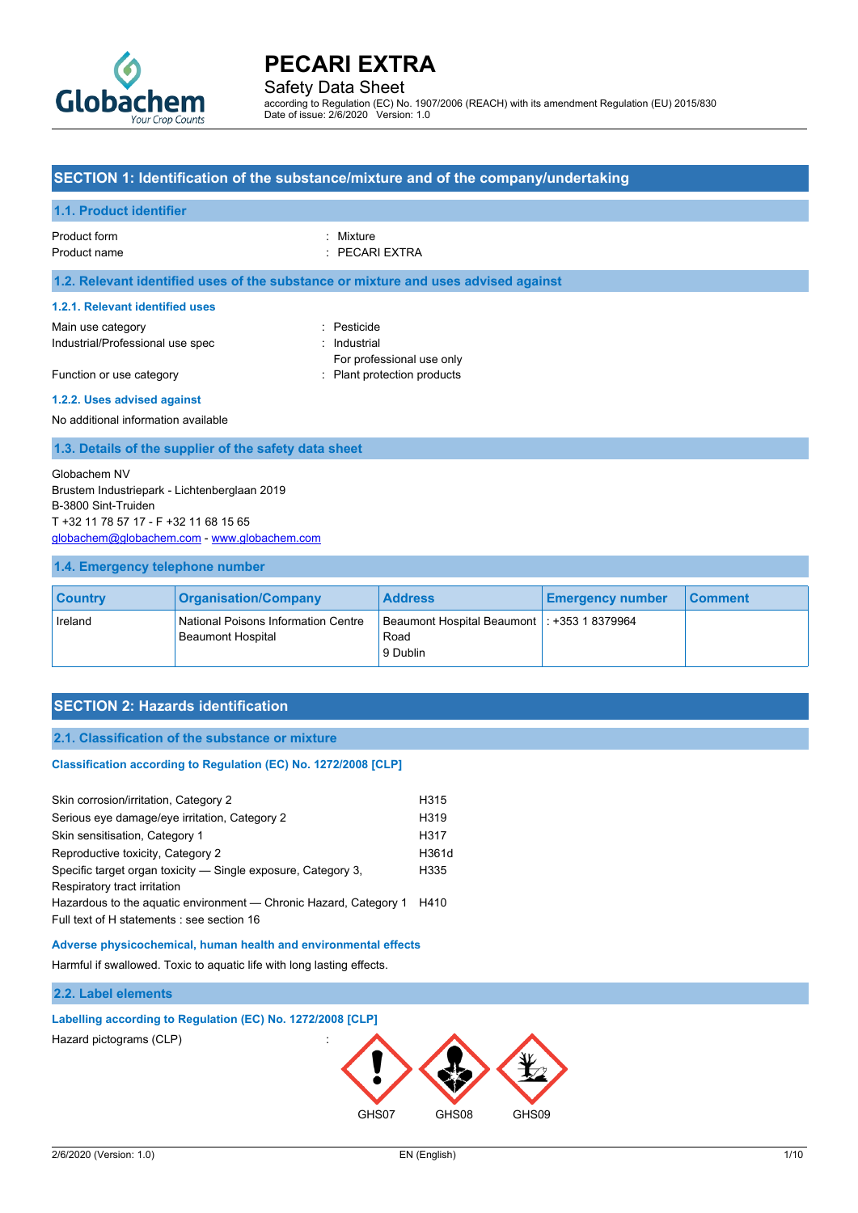# PECARI EXTRA

Safety Data Sheet

according to Regulation (EC) No. 1907/2006 (REACH) with its amendment Regulation (EU) 2015/830
Date of issue: 2/6/2020 Version: 1.0

## SECTION 1: Identification of the substance/mixture and of the company/undertaking

### 1.1. Product identifier

Product form : Mixture
Product name : PECARI EXTRA

### 1.2. Relevant identified uses of the substance or mixture and uses advised against

#### 1.2.1. Relevant identified uses

Main use category : Pesticide
Industrial/Professional use spec : Industrial
For professional use only
Function or use category : Plant protection products

#### 1.2.2. Uses advised against

No additional information available

### 1.3. Details of the supplier of the safety data sheet

Globachem NV
Brustem Industriepark - Lichtenberglaan 2019
B-3800 Sint-Truiden
T +32 11 78 57 17 - F +32 11 68 15 65
globachem@globachem.com - www.globachem.com

### 1.4. Emergency telephone number

| Country | Organisation/Company | Address | Emergency number | Comment |
|---|---|---|---|---|
| Ireland | National Poisons Information Centre Beaumont Hospital | Beaumont Hospital Beaumont Road 9 Dublin | : +353 1 8379964 | |

## SECTION 2: Hazards identification

### 2.1. Classification of the substance or mixture

**Classification according to Regulation (EC) No. 1272/2008 [CLP]**

| | |
|---|---|
| Skin corrosion/irritation, Category 2 | H315 |
| Serious eye damage/eye irritation, Category 2 | H319 |
| Skin sensitisation, Category 1 | H317 |
| Reproductive toxicity, Category 2 | H361d |
| Specific target organ toxicity — Single exposure, Category 3, Respiratory tract irritation | H335 |
| Hazardous to the aquatic environment — Chronic Hazard, Category 1 | H410 |

Full text of H statements : see section 16

**Adverse physicochemical, human health and environmental effects**

Harmful if swallowed. Toxic to aquatic life with long lasting effects.

### 2.2. Label elements

**Labelling according to Regulation (EC) No. 1272/2008 [CLP]**

Hazard pictograms (CLP) :

GHS07 GHS08 GHS09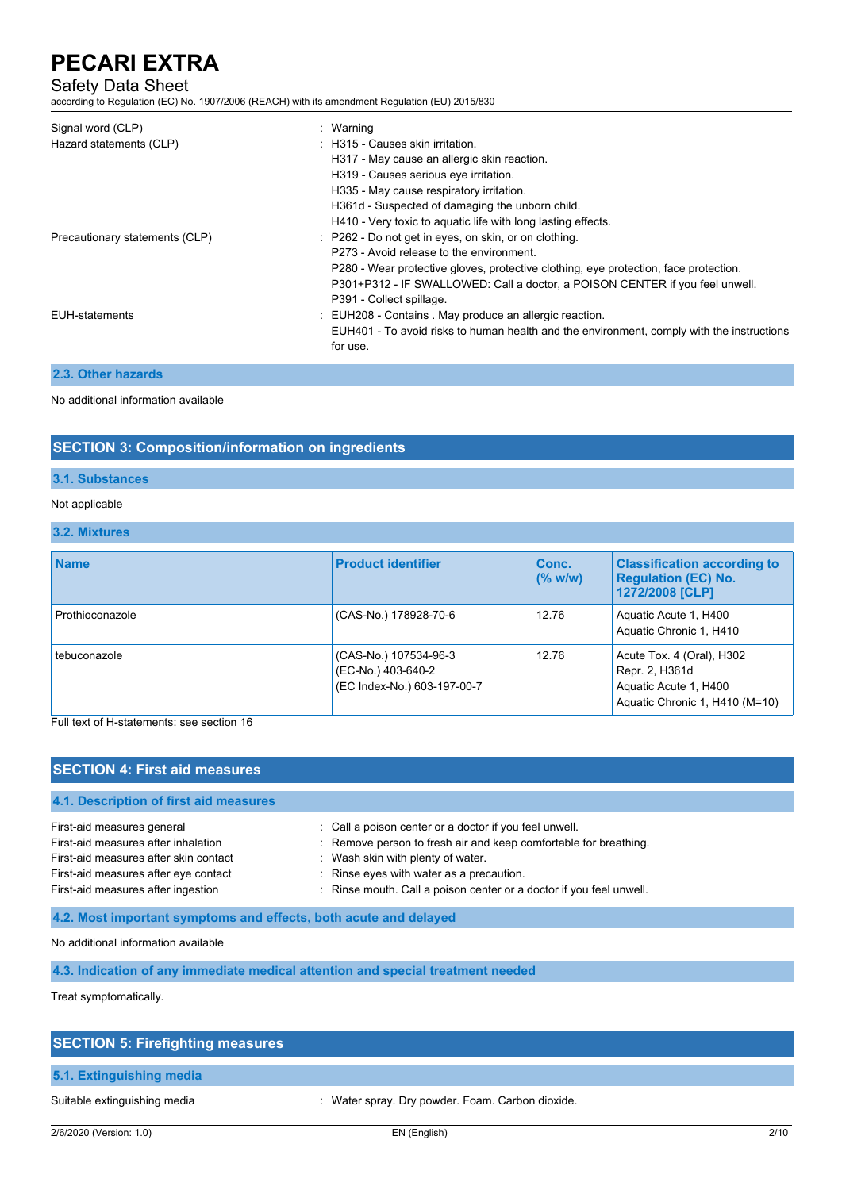| | |
|---|---|
| Signal word (CLP) | : Warning |
| Hazard statements (CLP) | : H315 - Causes skin irritation.<br>H317 - May cause an allergic skin reaction.<br>H319 - Causes serious eye irritation.<br>H335 - May cause respiratory irritation.<br>H361d - Suspected of damaging the unborn child.<br>H410 - Very toxic to aquatic life with long lasting effects. |
| Precautionary statements (CLP) | : P262 - Do not get in eyes, on skin, or on clothing.<br>P273 - Avoid release to the environment.<br>P280 - Wear protective gloves, protective clothing, eye protection, face protection.<br>P301+P312 - IF SWALLOWED: Call a doctor, a POISON CENTER if you feel unwell.<br>P391 - Collect spillage. |
| EUH-statements | : EUH208 - Contains . May produce an allergic reaction.<br>EUH401 - To avoid risks to human health and the environment, comply with the instructions for use. |

### 2.3. Other hazards

No additional information available

## SECTION 3: Composition/information on ingredients

### 3.1. Substances

Not applicable

### 3.2. Mixtures

| Name | Product identifier | Conc. (% w/w) | Classification according to Regulation (EC) No. 1272/2008 [CLP] |
|---|---|---|---|
| Prothioconazole | (CAS-No.) 178928-70-6 | 12.76 | Aquatic Acute 1, H400<br>Aquatic Chronic 1, H410 |
| tebuconazole | (CAS-No.) 107534-96-3<br>(EC-No.) 403-640-2<br>(EC Index-No.) 603-197-00-7 | 12.76 | Acute Tox. 4 (Oral), H302<br>Repr. 2, H361d<br>Aquatic Acute 1, H400<br>Aquatic Chronic 1, H410 (M=10) |

Full text of H-statements: see section 16

## SECTION 4: First aid measures

### 4.1. Description of first aid measures

| | |
|---|---|
| First-aid measures general | : Call a poison center or a doctor if you feel unwell. |
| First-aid measures after inhalation | : Remove person to fresh air and keep comfortable for breathing. |
| First-aid measures after skin contact | : Wash skin with plenty of water. |
| First-aid measures after eye contact | : Rinse eyes with water as a precaution. |
| First-aid measures after ingestion | : Rinse mouth. Call a poison center or a doctor if you feel unwell. |

### 4.2. Most important symptoms and effects, both acute and delayed

No additional information available

### 4.3. Indication of any immediate medical attention and special treatment needed

Treat symptomatically.

## SECTION 5: Firefighting measures

### 5.1. Extinguishing media

| | |
|---|---|
| Suitable extinguishing media | : Water spray. Dry powder. Foam. Carbon dioxide. |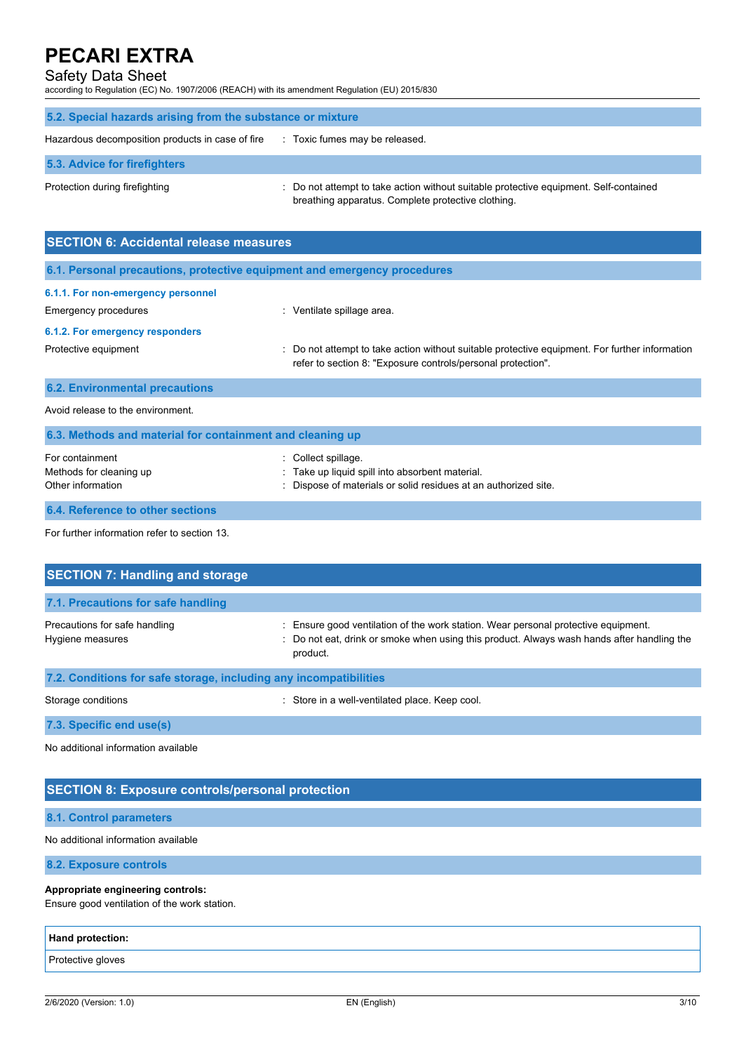### 5.2. Special hazards arising from the substance or mixture

Hazardous decomposition products in case of fire : Toxic fumes may be released.

### 5.3. Advice for firefighters

Protection during firefighting : Do not attempt to take action without suitable protective equipment. Self-contained breathing apparatus. Complete protective clothing.

## SECTION 6: Accidental release measures

### 6.1. Personal precautions, protective equipment and emergency procedures

#### 6.1.1. For non-emergency personnel

Emergency procedures : Ventilate spillage area.

#### 6.1.2. For emergency responders

Protective equipment : Do not attempt to take action without suitable protective equipment. For further information refer to section 8: "Exposure controls/personal protection".

### 6.2. Environmental precautions

Avoid release to the environment.

### 6.3. Methods and material for containment and cleaning up

For containment : Collect spillage.

Methods for cleaning up : Take up liquid spill into absorbent material.

Other information : Dispose of materials or solid residues at an authorized site.

### 6.4. Reference to other sections

For further information refer to section 13.

## SECTION 7: Handling and storage

### 7.1. Precautions for safe handling

Precautions for safe handling : Ensure good ventilation of the work station. Wear personal protective equipment.

Hygiene measures : Do not eat, drink or smoke when using this product. Always wash hands after handling the product.

### 7.2. Conditions for safe storage, including any incompatibilities

Storage conditions : Store in a well-ventilated place. Keep cool.

### 7.3. Specific end use(s)

No additional information available

## SECTION 8: Exposure controls/personal protection

### 8.1. Control parameters

No additional information available

### 8.2. Exposure controls

**Appropriate engineering controls:**

Ensure good ventilation of the work station.

| **Hand protection:** |
|---|
| Protective gloves |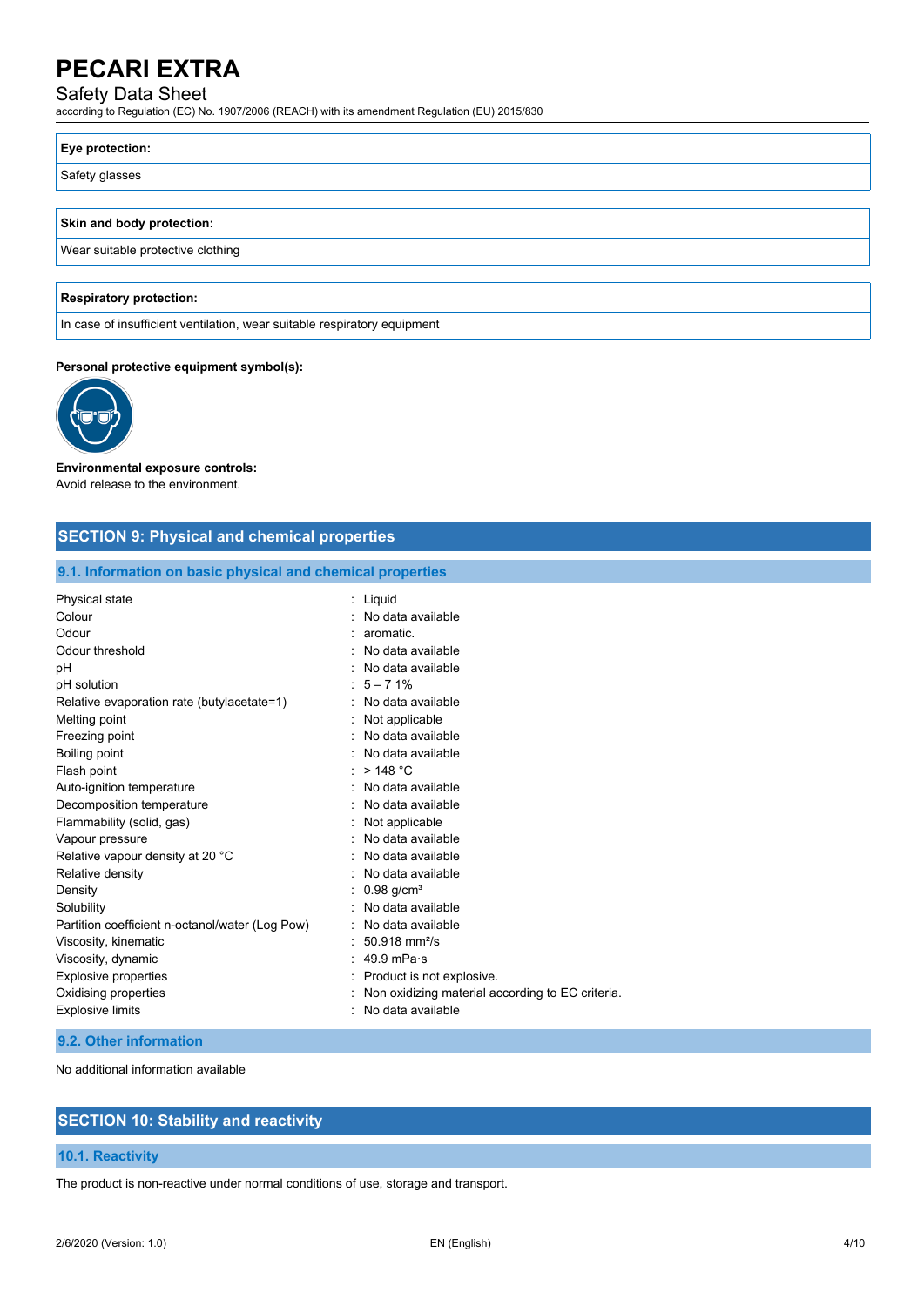**Eye protection:**

Safety glasses

**Skin and body protection:**

Wear suitable protective clothing

**Respiratory protection:**

In case of insufficient ventilation, wear suitable respiratory equipment

**Personal protective equipment symbol(s):**

**Environmental exposure controls:**
Avoid release to the environment.

## SECTION 9: Physical and chemical properties

### 9.1. Information on basic physical and chemical properties

| | |
|---|---|
| Physical state | : Liquid |
| Colour | : No data available |
| Odour | : aromatic. |
| Odour threshold | : No data available |
| pH | : No data available |
| pH solution | : 5 – 7 1% |
| Relative evaporation rate (butylacetate=1) | : No data available |
| Melting point | : Not applicable |
| Freezing point | : No data available |
| Boiling point | : No data available |
| Flash point | : > 148 °C |
| Auto-ignition temperature | : No data available |
| Decomposition temperature | : No data available |
| Flammability (solid, gas) | : Not applicable |
| Vapour pressure | : No data available |
| Relative vapour density at 20 °C | : No data available |
| Relative density | : No data available |
| Density | : 0.98 g/cm³ |
| Solubility | : No data available |
| Partition coefficient n-octanol/water (Log Pow) | : No data available |
| Viscosity, kinematic | : 50.918 mm²/s |
| Viscosity, dynamic | : 49.9 mPa·s |
| Explosive properties | : Product is not explosive. |
| Oxidising properties | : Non oxidizing material according to EC criteria. |
| Explosive limits | : No data available |

### 9.2. Other information

No additional information available

## SECTION 10: Stability and reactivity

### 10.1. Reactivity

The product is non-reactive under normal conditions of use, storage and transport.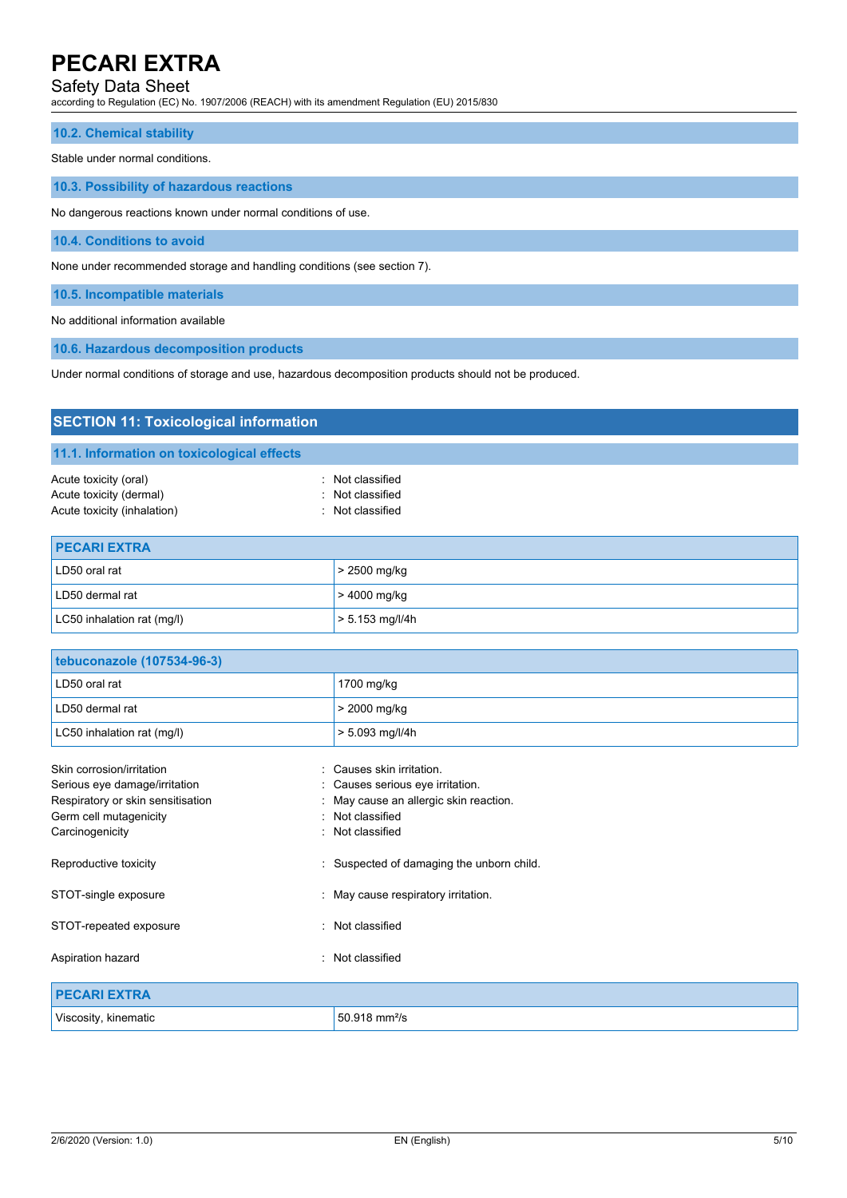### 10.2. Chemical stability

Stable under normal conditions.

### 10.3. Possibility of hazardous reactions

No dangerous reactions known under normal conditions of use.

### 10.4. Conditions to avoid

None under recommended storage and handling conditions (see section 7).

### 10.5. Incompatible materials

No additional information available

### 10.6. Hazardous decomposition products

Under normal conditions of storage and use, hazardous decomposition products should not be produced.

## SECTION 11: Toxicological information

### 11.1. Information on toxicological effects

Acute toxicity (oral) : Not classified
Acute toxicity (dermal) : Not classified
Acute toxicity (inhalation) : Not classified

| PECARI EXTRA | |
|---|---|
| LD50 oral rat | > 2500 mg/kg |
| LD50 dermal rat | > 4000 mg/kg |
| LC50 inhalation rat (mg/l) | > 5.153 mg/l/4h |

| tebuconazole (107534-96-3) | |
|---|---|
| LD50 oral rat | 1700 mg/kg |
| LD50 dermal rat | > 2000 mg/kg |
| LC50 inhalation rat (mg/l) | > 5.093 mg/l/4h |

Skin corrosion/irritation : Causes skin irritation.
Serious eye damage/irritation : Causes serious eye irritation.
Respiratory or skin sensitisation : May cause an allergic skin reaction.
Germ cell mutagenicity : Not classified
Carcinogenicity : Not classified

Reproductive toxicity : Suspected of damaging the unborn child.

STOT-single exposure : May cause respiratory irritation.

STOT-repeated exposure : Not classified

Aspiration hazard : Not classified

| PECARI EXTRA | |
|---|---|
| Viscosity, kinematic | 50.918 $mm^2/s$ |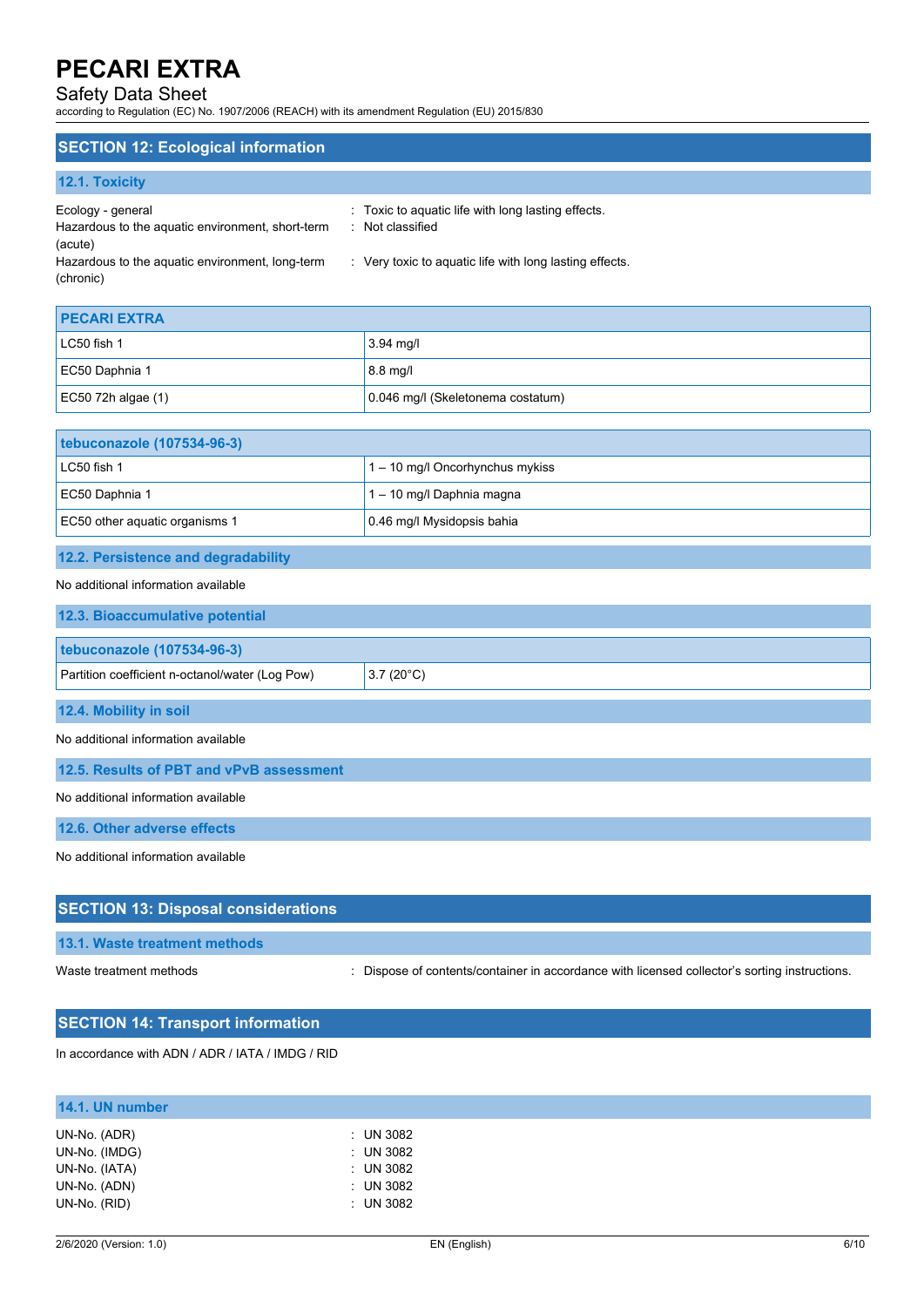## SECTION 12: Ecological information

### 12.1. Toxicity

Ecology - general : Toxic to aquatic life with long lasting effects.
Hazardous to the aquatic environment, short-term (acute) : Not classified
Hazardous to the aquatic environment, long-term (chronic) : Very toxic to aquatic life with long lasting effects.

| PECARI EXTRA | |
|---|---|
| LC50 fish 1 | 3.94 mg/l |
| EC50 Daphnia 1 | 8.8 mg/l |
| EC50 72h algae (1) | 0.046 mg/l (Skeletonema costatum) |

| tebuconazole (107534-96-3) | |
|---|---|
| LC50 fish 1 | 1 – 10 mg/l Oncorhynchus mykiss |
| EC50 Daphnia 1 | 1 – 10 mg/l Daphnia magna |
| EC50 other aquatic organisms 1 | 0.46 mg/l Mysidopsis bahia |

### 12.2. Persistence and degradability

No additional information available

### 12.3. Bioaccumulative potential

| tebuconazole (107534-96-3) | |
|---|---|
| Partition coefficient n-octanol/water (Log Pow) | 3.7 (20°C) |

### 12.4. Mobility in soil

No additional information available

### 12.5. Results of PBT and vPvB assessment

No additional information available

### 12.6. Other adverse effects

No additional information available

## SECTION 13: Disposal considerations

### 13.1. Waste treatment methods

Waste treatment methods : Dispose of contents/container in accordance with licensed collector's sorting instructions.

## SECTION 14: Transport information

In accordance with ADN / ADR / IATA / IMDG / RID

### 14.1. UN number

UN-No. (ADR) : UN 3082
UN-No. (IMDG) : UN 3082
UN-No. (IATA) : UN 3082
UN-No. (ADN) : UN 3082
UN-No. (RID) : UN 3082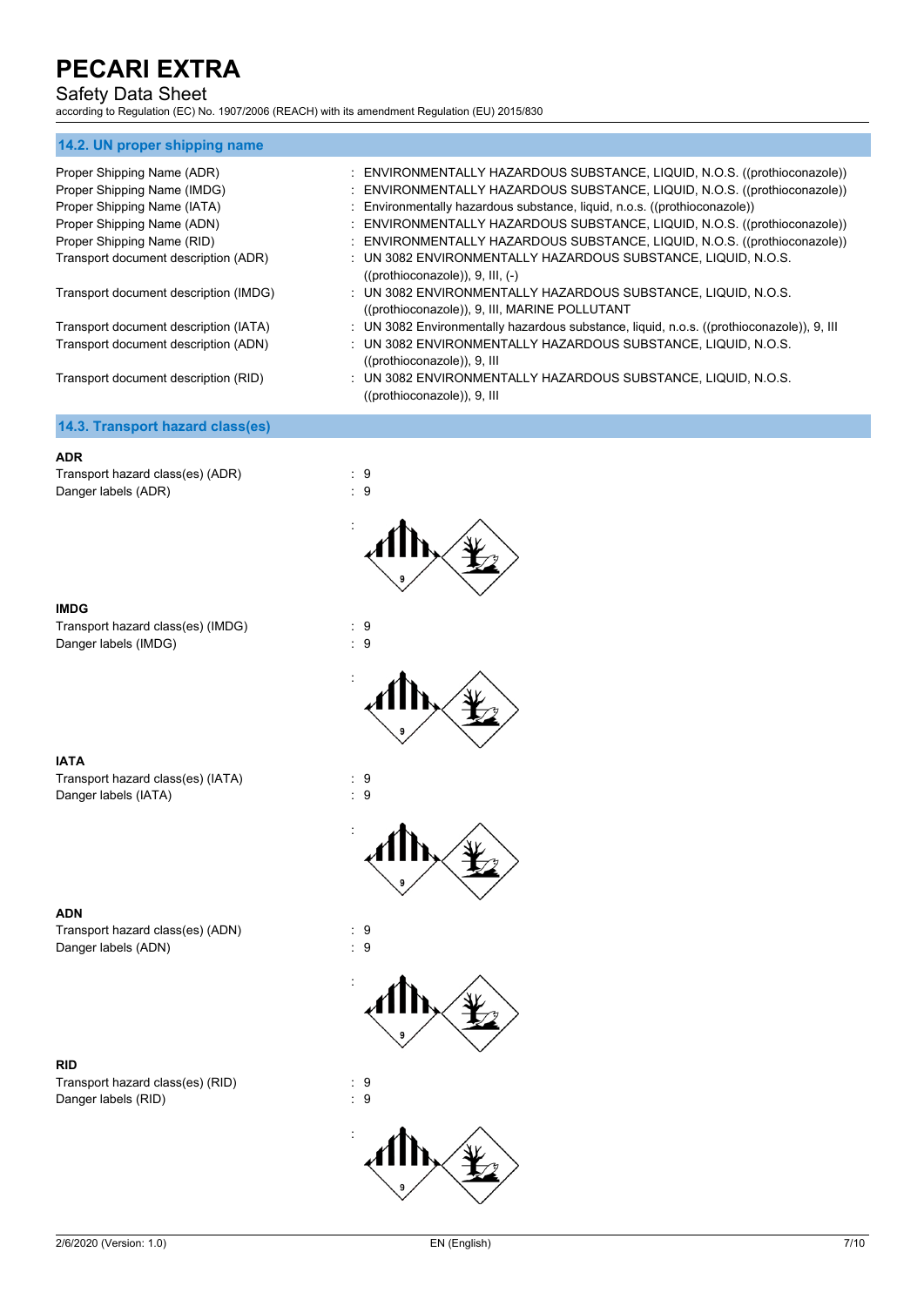## 14.2. UN proper shipping name

| | |
|---|---|
| Proper Shipping Name (ADR) | : ENVIRONMENTALLY HAZARDOUS SUBSTANCE, LIQUID, N.O.S. ((prothioconazole)) |
| Proper Shipping Name (IMDG) | : ENVIRONMENTALLY HAZARDOUS SUBSTANCE, LIQUID, N.O.S. ((prothioconazole)) |
| Proper Shipping Name (IATA) | : Environmentally hazardous substance, liquid, n.o.s. ((prothioconazole)) |
| Proper Shipping Name (ADN) | : ENVIRONMENTALLY HAZARDOUS SUBSTANCE, LIQUID, N.O.S. ((prothioconazole)) |
| Proper Shipping Name (RID) | : ENVIRONMENTALLY HAZARDOUS SUBSTANCE, LIQUID, N.O.S. ((prothioconazole)) |
| Transport document description (ADR) | : UN 3082 ENVIRONMENTALLY HAZARDOUS SUBSTANCE, LIQUID, N.O.S. ((prothioconazole)), 9, III, (-) |
| Transport document description (IMDG) | : UN 3082 ENVIRONMENTALLY HAZARDOUS SUBSTANCE, LIQUID, N.O.S. ((prothioconazole)), 9, III, MARINE POLLUTANT |
| Transport document description (IATA) | : UN 3082 Environmentally hazardous substance, liquid, n.o.s. ((prothioconazole)), 9, III |
| Transport document description (ADN) | : UN 3082 ENVIRONMENTALLY HAZARDOUS SUBSTANCE, LIQUID, N.O.S. ((prothioconazole)), 9, III |
| Transport document description (RID) | : UN 3082 ENVIRONMENTALLY HAZARDOUS SUBSTANCE, LIQUID, N.O.S. ((prothioconazole)), 9, III |

## 14.3. Transport hazard class(es)

**ADR**

Transport hazard class(es) (ADR) : 9

Danger labels (ADR) : 9

:

**IMDG**

Transport hazard class(es) (IMDG) : 9

Danger labels (IMDG) : 9

:

**IATA**

Transport hazard class(es) (IATA) : 9

Danger labels (IATA) : 9

:

**ADN**

Transport hazard class(es) (ADN) : 9

Danger labels (ADN) : 9

:

**RID**

Transport hazard class(es) (RID) : 9

Danger labels (RID) : 9

: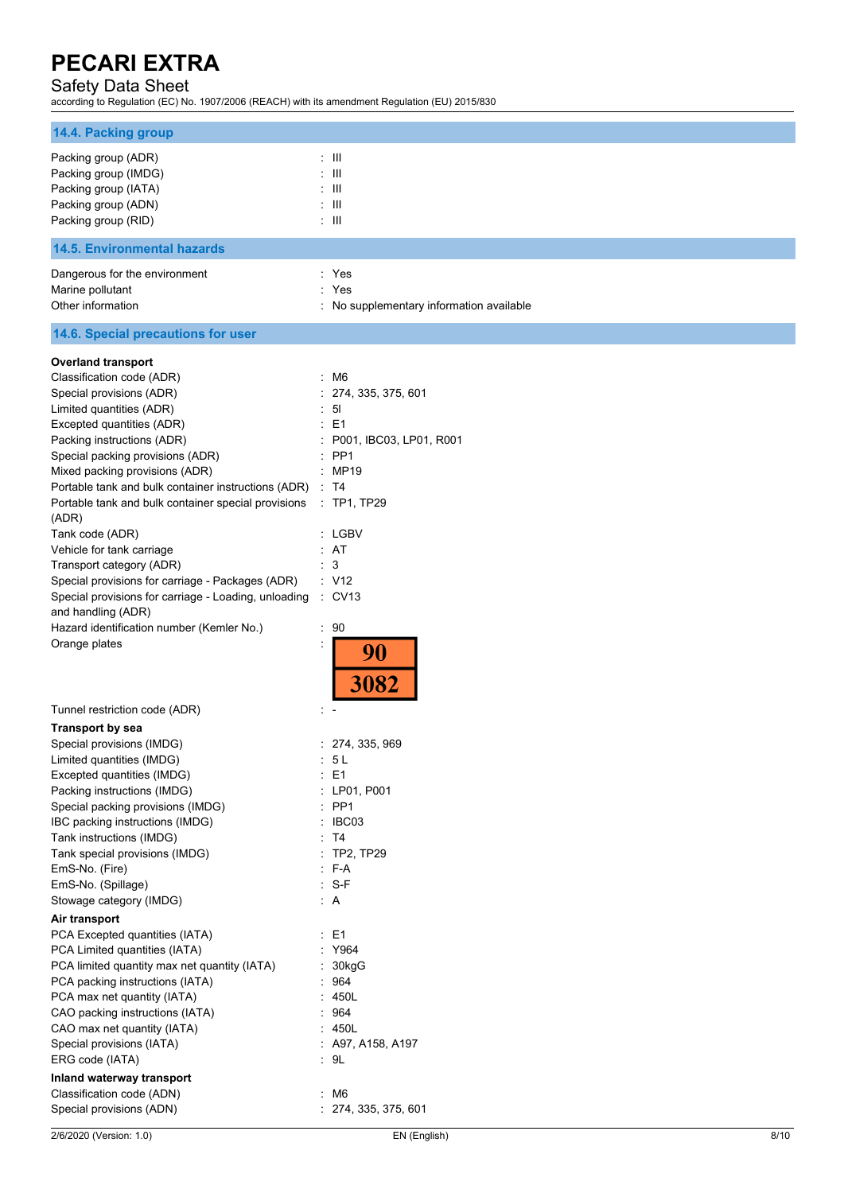### 14.4. Packing group

| | |
|---|---|
| Packing group (ADR) | : III |
| Packing group (IMDG) | : III |
| Packing group (IATA) | : III |
| Packing group (ADN) | : III |
| Packing group (RID) | : III |

### 14.5. Environmental hazards

| | |
|---|---|
| Dangerous for the environment | : Yes |
| Marine pollutant | : Yes |
| Other information | : No supplementary information available |

### 14.6. Special precautions for user

**Overland transport**

| | |
|---|---|
| Classification code (ADR) | : M6 |
| Special provisions (ADR) | : 274, 335, 375, 601 |
| Limited quantities (ADR) | : 5l |
| Excepted quantities (ADR) | : E1 |
| Packing instructions (ADR) | : P001, IBC03, LP01, R001 |
| Special packing provisions (ADR) | : PP1 |
| Mixed packing provisions (ADR) | : MP19 |
| Portable tank and bulk container instructions (ADR) | : T4 |
| Portable tank and bulk container special provisions (ADR) | : TP1, TP29 |
| Tank code (ADR) | : LGBV |
| Vehicle for tank carriage | : AT |
| Transport category (ADR) | : 3 |
| Special provisions for carriage - Packages (ADR) | : V12 |
| Special provisions for carriage - Loading, unloading and handling (ADR) | : CV13 |
| Hazard identification number (Kemler No.) | : 90 |
| Orange plates | : 90 / 3082 |
| Tunnel restriction code (ADR) | : - |

**Transport by sea**

| | |
|---|---|
| Special provisions (IMDG) | : 274, 335, 969 |
| Limited quantities (IMDG) | : 5 L |
| Excepted quantities (IMDG) | : E1 |
| Packing instructions (IMDG) | : LP01, P001 |
| Special packing provisions (IMDG) | : PP1 |
| IBC packing instructions (IMDG) | : IBC03 |
| Tank instructions (IMDG) | : T4 |
| Tank special provisions (IMDG) | : TP2, TP29 |
| EmS-No. (Fire) | : F-A |
| EmS-No. (Spillage) | : S-F |
| Stowage category (IMDG) | : A |

**Air transport**

| | |
|---|---|
| PCA Excepted quantities (IATA) | : E1 |
| PCA Limited quantities (IATA) | : Y964 |
| PCA limited quantity max net quantity (IATA) | : 30kgG |
| PCA packing instructions (IATA) | : 964 |
| PCA max net quantity (IATA) | : 450L |
| CAO packing instructions (IATA) | : 964 |
| CAO max net quantity (IATA) | : 450L |
| Special provisions (IATA) | : A97, A158, A197 |
| ERG code (IATA) | : 9L |

**Inland waterway transport**

| | |
|---|---|
| Classification code (ADN) | : M6 |
| Special provisions (ADN) | : 274, 335, 375, 601 |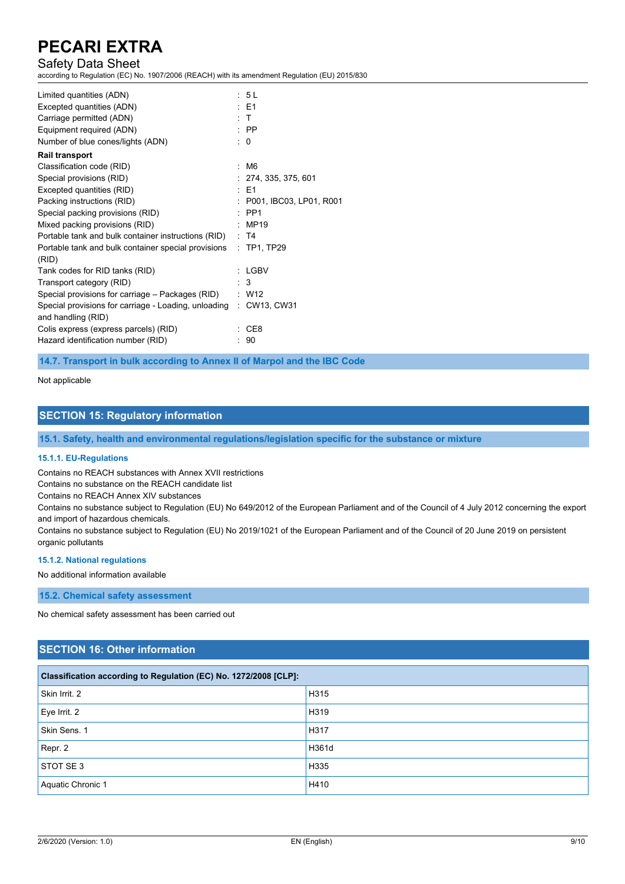| | |
|---|---|
| Limited quantities (ADN) | : 5 L |
| Excepted quantities (ADN) | : E1 |
| Carriage permitted (ADN) | : T |
| Equipment required (ADN) | : PP |
| Number of blue cones/lights (ADN) | : 0 |

**Rail transport**

| | |
|---|---|
| Classification code (RID) | : M6 |
| Special provisions (RID) | : 274, 335, 375, 601 |
| Excepted quantities (RID) | : E1 |
| Packing instructions (RID) | : P001, IBC03, LP01, R001 |
| Special packing provisions (RID) | : PP1 |
| Mixed packing provisions (RID) | : MP19 |
| Portable tank and bulk container instructions (RID) | : T4 |
| Portable tank and bulk container special provisions (RID) | : TP1, TP29 |
| Tank codes for RID tanks (RID) | : LGBV |
| Transport category (RID) | : 3 |
| Special provisions for carriage – Packages (RID) | : W12 |
| Special provisions for carriage - Loading, unloading and handling (RID) | : CW13, CW31 |
| Colis express (express parcels) (RID) | : CE8 |
| Hazard identification number (RID) | : 90 |

### 14.7. Transport in bulk according to Annex II of Marpol and the IBC Code

Not applicable

## SECTION 15: Regulatory information

### 15.1. Safety, health and environmental regulations/legislation specific for the substance or mixture

#### 15.1.1. EU-Regulations

Contains no REACH substances with Annex XVII restrictions
Contains no substance on the REACH candidate list
Contains no REACH Annex XIV substances
Contains no substance subject to Regulation (EU) No 649/2012 of the European Parliament and of the Council of 4 July 2012 concerning the export and import of hazardous chemicals.
Contains no substance subject to Regulation (EU) No 2019/1021 of the European Parliament and of the Council of 20 June 2019 on persistent organic pollutants

#### 15.1.2. National regulations

No additional information available

### 15.2. Chemical safety assessment

No chemical safety assessment has been carried out

## SECTION 16: Other information

| Classification according to Regulation (EC) No. 1272/2008 [CLP]: | |
|---|---|
| Skin Irrit. 2 | H315 |
| Eye Irrit. 2 | H319 |
| Skin Sens. 1 | H317 |
| Repr. 2 | H361d |
| STOT SE 3 | H335 |
| Aquatic Chronic 1 | H410 |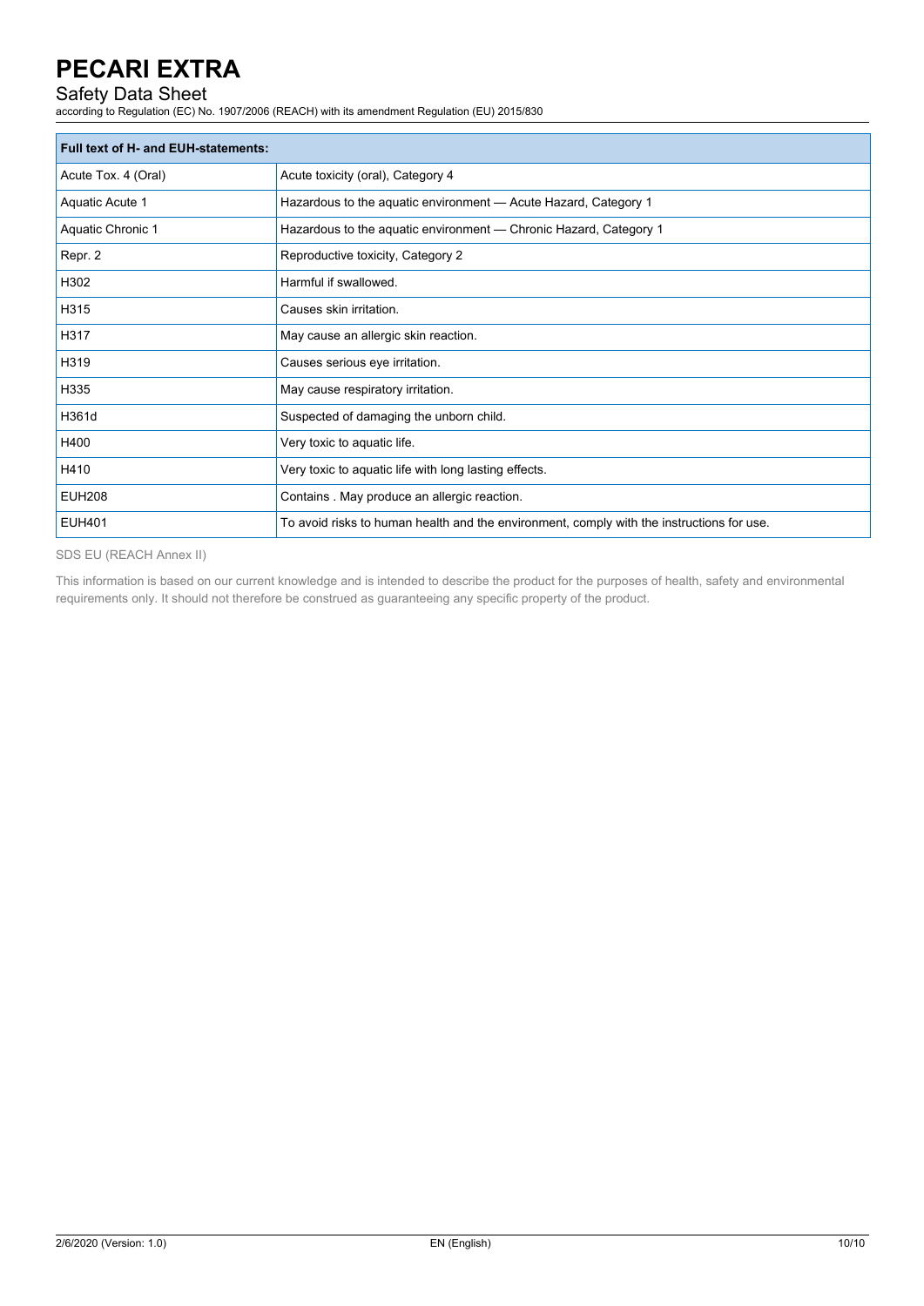| Full text of H- and EUH-statements: | |
|---|---|
| Acute Tox. 4 (Oral) | Acute toxicity (oral), Category 4 |
| Aquatic Acute 1 | Hazardous to the aquatic environment — Acute Hazard, Category 1 |
| Aquatic Chronic 1 | Hazardous to the aquatic environment — Chronic Hazard, Category 1 |
| Repr. 2 | Reproductive toxicity, Category 2 |
| H302 | Harmful if swallowed. |
| H315 | Causes skin irritation. |
| H317 | May cause an allergic skin reaction. |
| H319 | Causes serious eye irritation. |
| H335 | May cause respiratory irritation. |
| H361d | Suspected of damaging the unborn child. |
| H400 | Very toxic to aquatic life. |
| H410 | Very toxic to aquatic life with long lasting effects. |
| EUH208 | Contains . May produce an allergic reaction. |
| EUH401 | To avoid risks to human health and the environment, comply with the instructions for use. |

SDS EU (REACH Annex II)

This information is based on our current knowledge and is intended to describe the product for the purposes of health, safety and environmental requirements only. It should not therefore be construed as guaranteeing any specific property of the product.